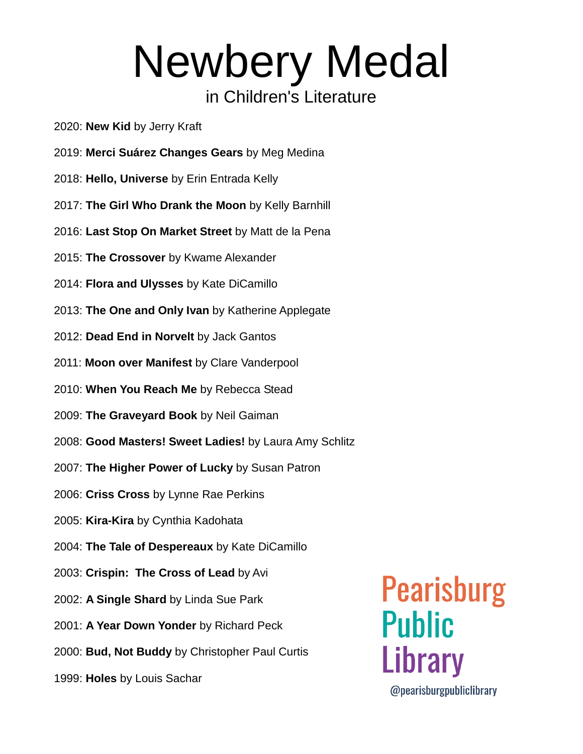# Newbery Medal

## in Children's Literature

2020: **New Kid** by Jerry Kraft

2019: **Merci Suárez Changes Gears** by Meg Medina

2018: **Hello, Universe** by Erin Entrada Kelly

2017: **The Girl Who Drank the Moon** by Kelly Barnhill

2016: **Last Stop On Market Street** by Matt de la Pena

2015: **The Crossover** by Kwame Alexander

2014: **Flora and Ulysses** by Kate DiCamillo

2013: **The One and Only Ivan** by Katherine Applegate

2012: **Dead End in Norvelt** by Jack Gantos

2011: **Moon over Manifest** by Clare Vanderpool

2010: **When You Reach Me** by Rebecca Stead

2009: **The Graveyard Book** by Neil Gaiman

2008: **Good Masters! Sweet Ladies!** by Laura Amy Schlitz

2007: **The Higher Power of Lucky** by Susan Patron

2006: **Criss Cross** by Lynne Rae Perkins

2005: **Kira-Kira** by Cynthia Kadohata

2004: **The Tale of Despereaux** by Kate DiCamillo

2003: **Crispin: The Cross of Lead** by Avi

2002: **A Single Shard** by Linda Sue Park

2001: **A Year Down Yonder** by Richard Peck

2000: **Bud, Not Buddy** by Christopher Paul Curtis

1999: **Holes** by Louis Sachar

Pearisburg Public Library

@pearisburgpubliclibrary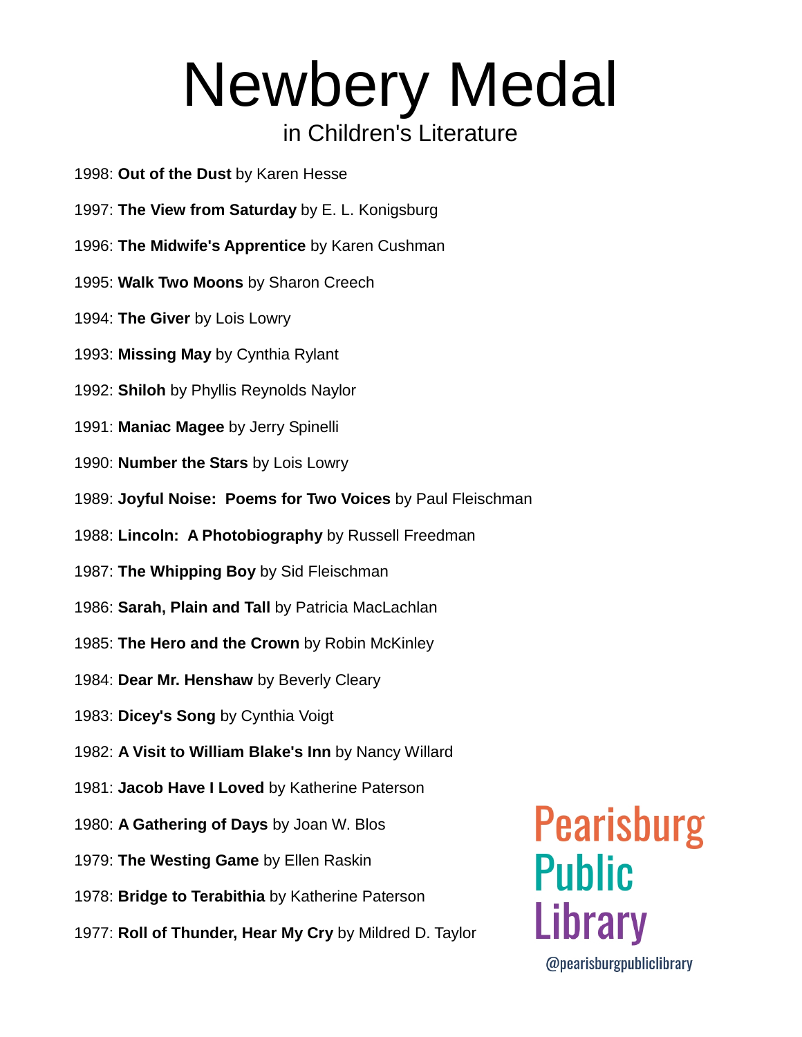# Newbery Medal

in Children's Literature

1998: **Out of the Dust** by Karen Hesse

1997: **The View from Saturday** by E. L. Konigsburg

1996: **The Midwife's Apprentice** by Karen Cushman

1995: **Walk Two Moons** by Sharon Creech

1994: **The Giver** by Lois Lowry

1993: **Missing May** by Cynthia Rylant

1992: **Shiloh** by Phyllis Reynolds Naylor

1991: **Maniac Magee** by Jerry Spinelli

1990: **Number the Stars** by Lois Lowry

1989: **Joyful Noise: Poems for Two Voices** by Paul Fleischman

1988: **Lincoln: A Photobiography** by Russell Freedman

1987: **The Whipping Boy** by Sid Fleischman

1986: **Sarah, Plain and Tall** by Patricia MacLachlan

1985: **The Hero and the Crown** by Robin McKinley

1984: **Dear Mr. Henshaw** by Beverly Cleary

1983: **Dicey's Song** by Cynthia Voigt

1982: **A Visit to William Blake's Inn** by Nancy Willard

1981: **Jacob Have I Loved** by Katherine Paterson

1980: **A Gathering of Days** by Joan W. Blos

1979: **The Westing Game** by Ellen Raskin

1978: **Bridge to Terabithia** by Katherine Paterson

1977: **Roll of Thunder, Hear My Cry** by Mildred D. Taylor

Pearisburg Public Library

@pearisburgpubliclibrary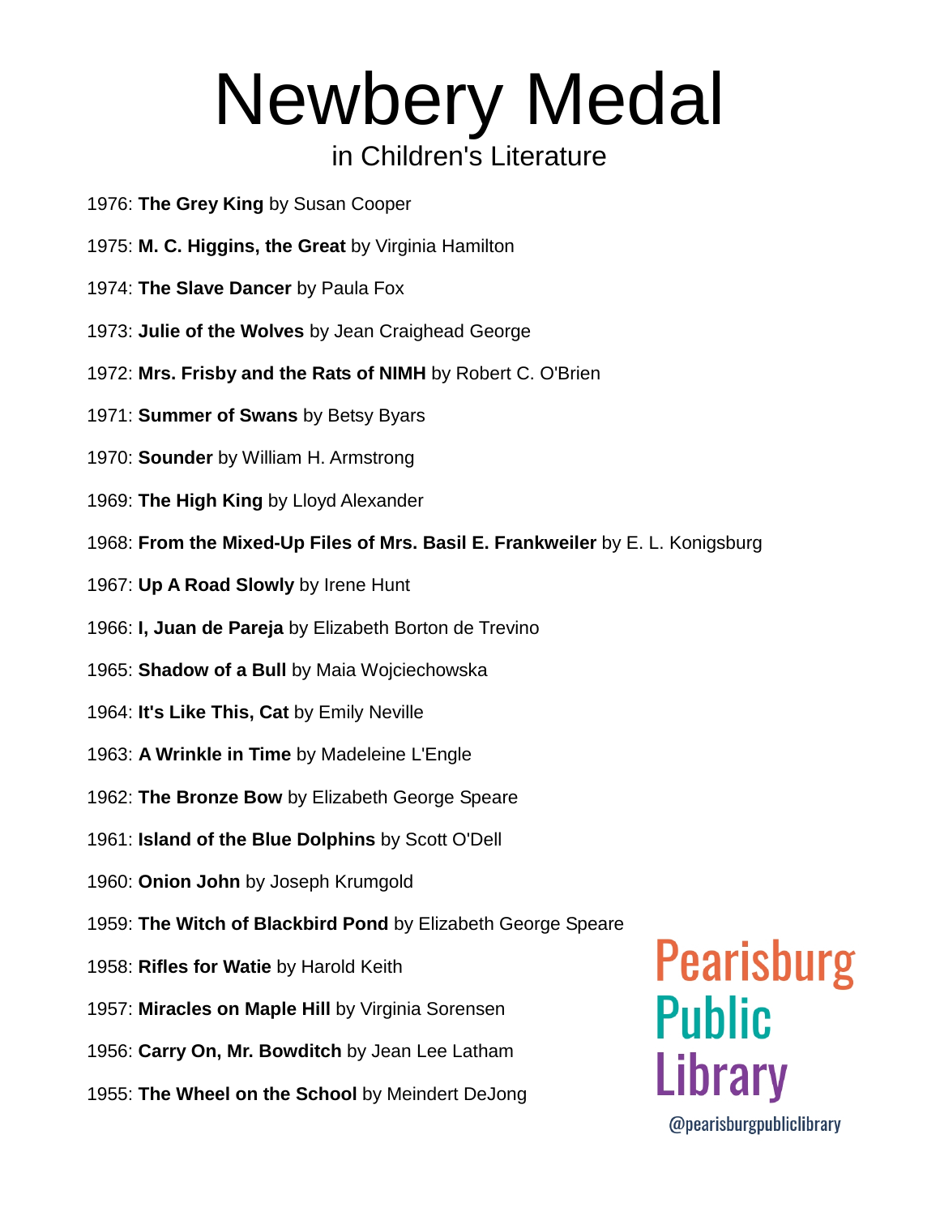# Newbery Medal

## in Children's Literature

1976: **The Grey King** by Susan Cooper

1975: **M. C. Higgins, the Great** by Virginia Hamilton

1974: **The Slave Dancer** by Paula Fox

1973: **Julie of the Wolves** by Jean Craighead George

1972: **Mrs. Frisby and the Rats of NIMH** by Robert C. O'Brien

1971: **Summer of Swans** by Betsy Byars

1970: **Sounder** by William H. Armstrong

1969: **The High King** by Lloyd Alexander

1968: **From the Mixed-Up Files of Mrs. Basil E. Frankweiler** by E. L. Konigsburg

1967: **Up A Road Slowly** by Irene Hunt

1966: **I, Juan de Pareja** by Elizabeth Borton de Trevino

1965: **Shadow of a Bull** by Maia Wojciechowska

1964: **It's Like This, Cat** by Emily Neville

1963: **A Wrinkle in Time** by Madeleine L'Engle

1962: **The Bronze Bow** by Elizabeth George Speare

1961: **Island of the Blue Dolphins** by Scott O'Dell

1960: **Onion John** by Joseph Krumgold

1959: **The Witch of Blackbird Pond** by Elizabeth George Speare

1958: **Rifles for Watie** by Harold Keith

1957: **Miracles on Maple Hill** by Virginia Sorensen

1956: **Carry On, Mr. Bowditch** by Jean Lee Latham

1955: **The Wheel on the School** by Meindert DeJong

Pearisburg Public Library

@pearisburgpubliclibrary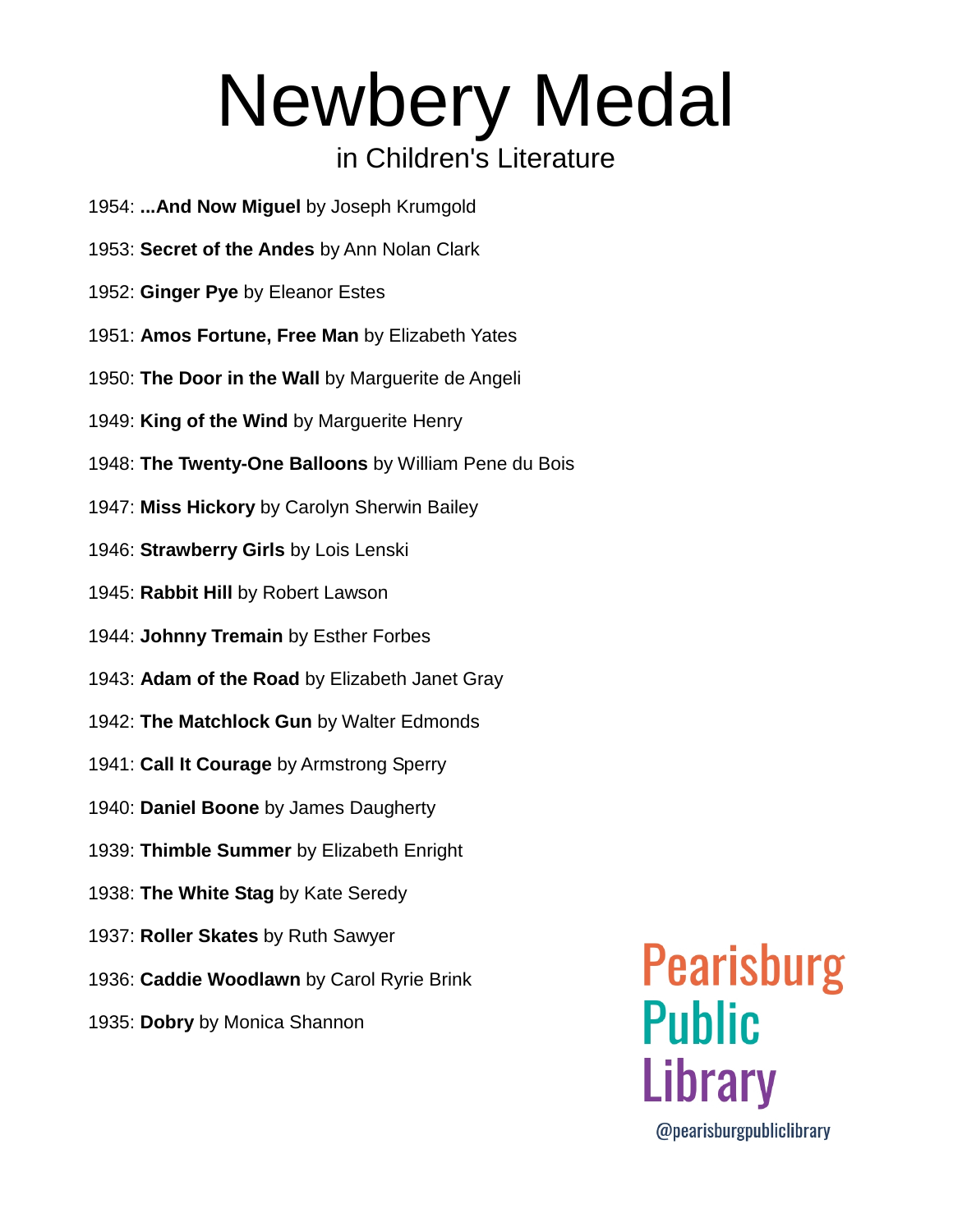# Newbery Medal

in Children's Literature

1954: **...And Now Miguel** by Joseph Krumgold

1953: **Secret of the Andes** by Ann Nolan Clark

1952: **Ginger Pye** by Eleanor Estes

1951: **Amos Fortune, Free Man** by Elizabeth Yates

1950: **The Door in the Wall** by Marguerite de Angeli

1949: **King of the Wind** by Marguerite Henry

1948: **The Twenty-One Balloons** by William Pene du Bois

1947: **Miss Hickory** by Carolyn Sherwin Bailey

1946: **Strawberry Girls** by Lois Lenski

1945: **Rabbit Hill** by Robert Lawson

1944: **Johnny Tremain** by Esther Forbes

1943: **Adam of the Road** by Elizabeth Janet Gray

1942: **The Matchlock Gun** by Walter Edmonds

1941: **Call It Courage** by Armstrong Sperry

1940: **Daniel Boone** by James Daugherty

1939: **Thimble Summer** by Elizabeth Enright

1938: **The White Stag** by Kate Seredy

1937: **Roller Skates** by Ruth Sawyer

1936: **Caddie Woodlawn** by Carol Ryrie Brink

1935: **Dobry** by Monica Shannon

Pearisburg Public Library

@pearisburgpubliclibrary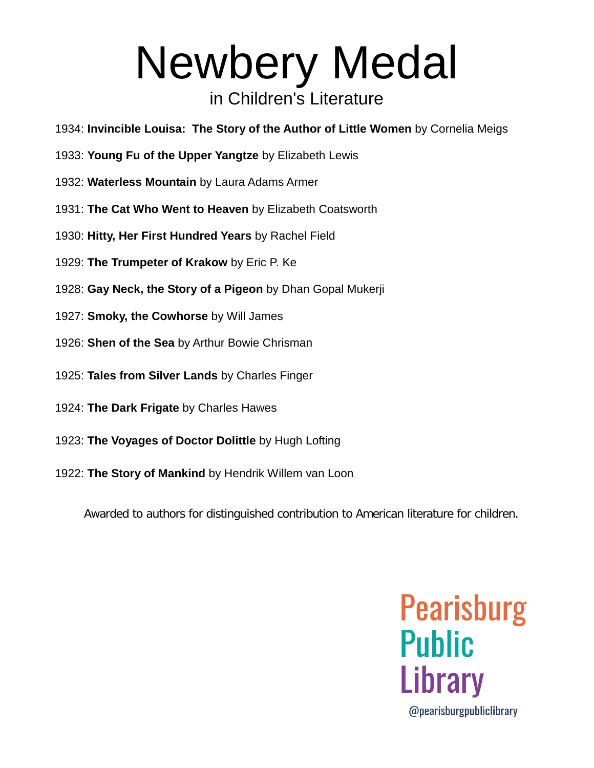# Newbery Medal

in Children's Literature

1934: **Invincible Louisa: The Story of the Author of Little Women** by Cornelia Meigs

1933: **Young Fu of the Upper Yangtze** by Elizabeth Lewis

1932: **Waterless Mountain** by Laura Adams Armer

1931: **The Cat Who Went to Heaven** by Elizabeth Coatsworth

1930: **Hitty, Her First Hundred Years** by Rachel Field

1929: **The Trumpeter of Krakow** by Eric P. Ke

1928: **Gay Neck, the Story of a Pigeon** by Dhan Gopal Mukerji

1927: **Smoky, the Cowhorse** by Will James

1926: **Shen of the Sea** by Arthur Bowie Chrisman

1925: **Tales from Silver Lands** by Charles Finger

1924: **The Dark Frigate** by Charles Hawes

1923: **The Voyages of Doctor Dolittle** by Hugh Lofting

1922: **The Story of Mankind** by Hendrik Willem van Loon

Awarded to authors for distinguished contribution to American literature for children.

Pearisburg Public Library

@pearisburgpubliclibrary